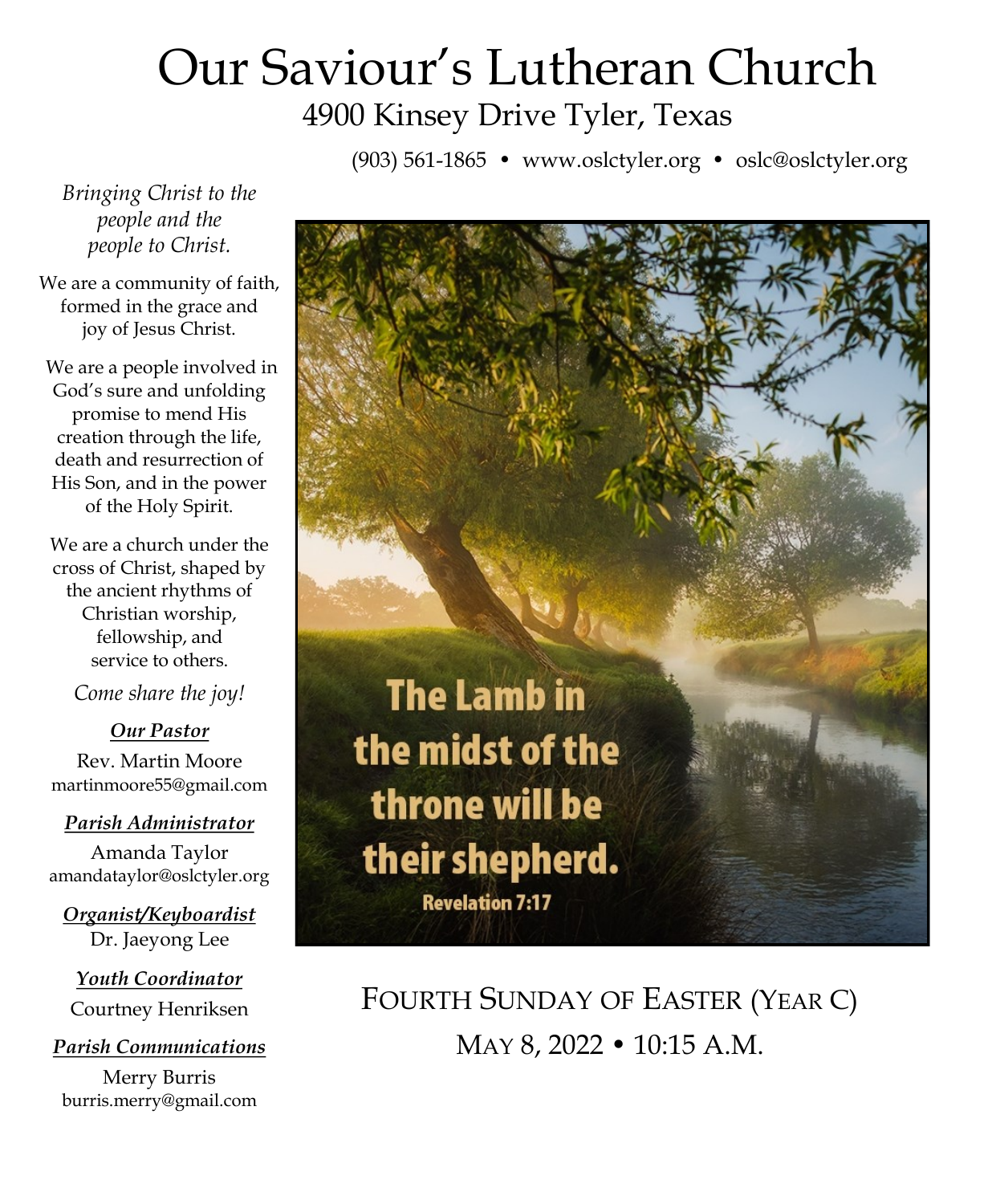# Our Saviour's Lutheran Church

## 4900 Kinsey Drive Tyler, Texas

(903) 561-1865 • www.oslctyler.org • oslc@oslctyler.org

*Bringing Christ to the people and the people to Christ.*

We are a community of faith, formed in the grace and joy of Jesus Christ.

We are a people involved in God's sure and unfolding promise to mend His creation through the life, death and resurrection of His Son, and in the power of the Holy Spirit.

We are a church under the cross of Christ, shaped by the ancient rhythms of Christian worship, fellowship, and service to others.

*Come share the joy!*

***Our Pastor***

Rev. Martin Moore
martinmoore55@gmail.com

***Parish Administrator***

Amanda Taylor
amandataylor@oslctyler.org

***Organist/Keyboardist***

Dr. Jaeyong Lee

***Youth Coordinator***

Courtney Henriksen

***Parish Communications***

Merry Burris
burris.merry@gmail.com

**The Lamb in the midst of the throne will be their shepherd.**
Revelation 7:17

## FOURTH SUNDAY OF EASTER (YEAR C)

MAY 8, 2022 • 10:15 A.M.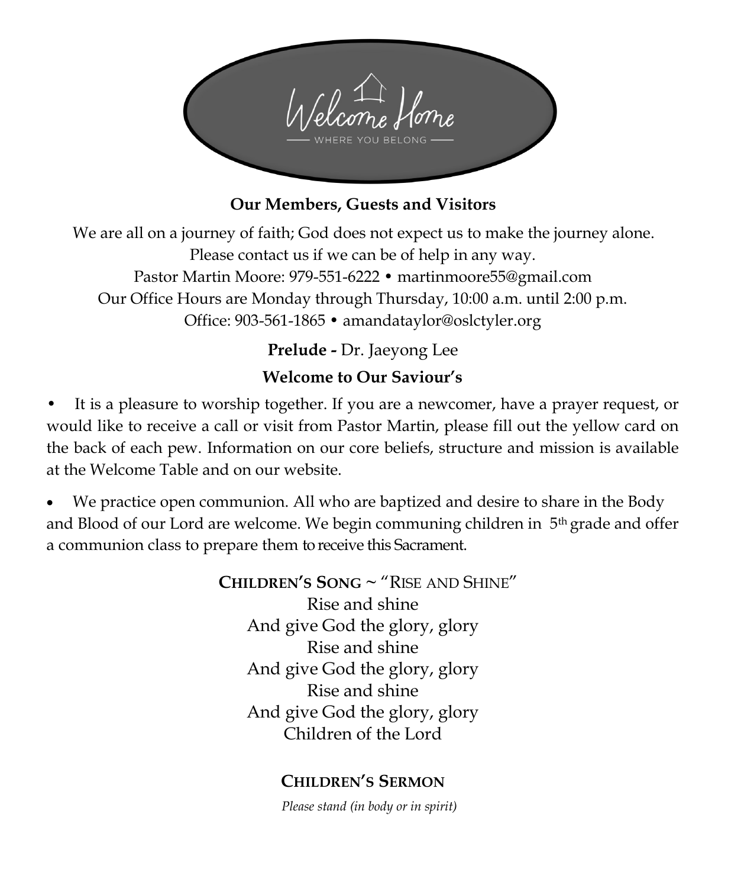Welcome Home

WHERE YOU BELONG

**Our Members, Guests and Visitors**

We are all on a journey of faith; God does not expect us to make the journey alone.
Please contact us if we can be of help in any way.
Pastor Martin Moore: 979-551-6222 • martinmoore55@gmail.com
Our Office Hours are Monday through Thursday, 10:00 a.m. until 2:00 p.m.
Office: 903-561-1865 • amandataylor@oslctyler.org

**Prelude -** Dr. Jaeyong Lee

**Welcome to Our Saviour's**

- It is a pleasure to worship together. If you are a newcomer, have a prayer request, or would like to receive a call or visit from Pastor Martin, please fill out the yellow card on the back of each pew. Information on our core beliefs, structure and mission is available at the Welcome Table and on our website.

- We practice open communion. All who are baptized and desire to share in the Body and Blood of our Lord are welcome. We begin communing children in 5th grade and offer a communion class to prepare them to receive this Sacrament.

**CHILDREN'S SONG** ~ "RISE AND SHINE"

Rise and shine
And give God the glory, glory
Rise and shine
And give God the glory, glory
Rise and shine
And give God the glory, glory
Children of the Lord

**CHILDREN'S SERMON**

*Please stand (in body or in spirit)*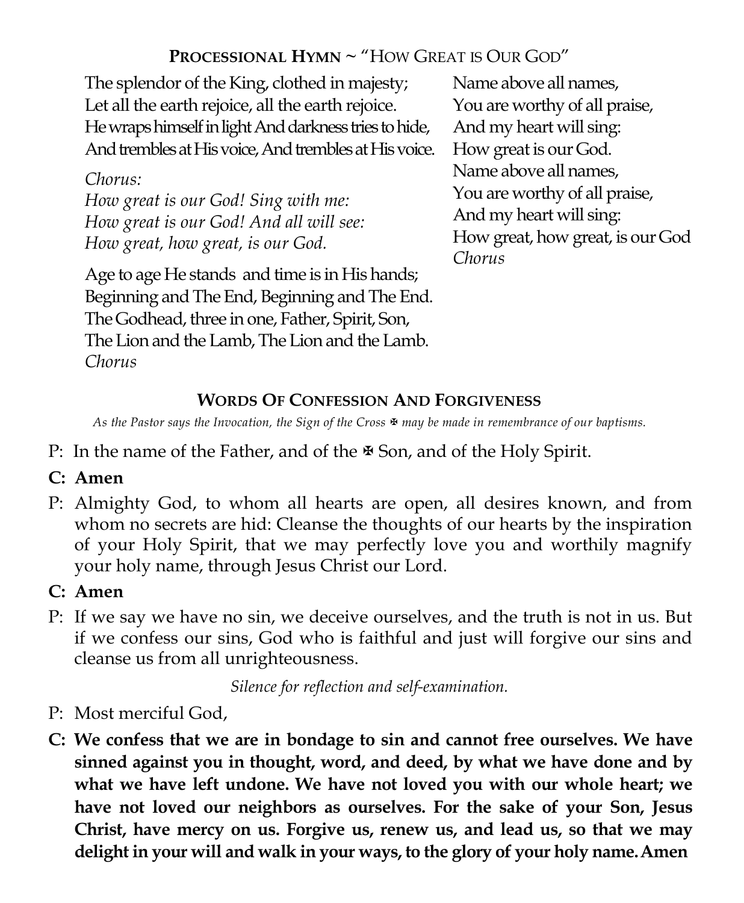## **Processional Hymn** ~ "How Great is Our God"

The splendor of the King, clothed in majesty;
Let all the earth rejoice, all the earth rejoice.
He wraps himself in light And darkness tries to hide,
And trembles at His voice, And trembles at His voice.

*Chorus:*
*How great is our God! Sing with me:*
*How great is our God! And all will see:*
*How great, how great, is our God.*

Age to age He stands and time is in His hands;
Beginning and The End, Beginning and The End.
The Godhead, three in one, Father, Spirit, Son,
The Lion and the Lamb, The Lion and the Lamb.
*Chorus*

Name above all names,
You are worthy of all praise,
And my heart will sing:
How great is our God.
Name above all names,
You are worthy of all praise,
And my heart will sing:
How great, how great, is our God
*Chorus*

## **Words Of Confession And Forgiveness**

*As the Pastor says the Invocation, the Sign of the Cross ✠ may be made in remembrance of our baptisms.*

P: In the name of the Father, and of the ✠ Son, and of the Holy Spirit.

**C: Amen**

P: Almighty God, to whom all hearts are open, all desires known, and from whom no secrets are hid: Cleanse the thoughts of our hearts by the inspiration of your Holy Spirit, that we may perfectly love you and worthily magnify your holy name, through Jesus Christ our Lord.

**C: Amen**

P: If we say we have no sin, we deceive ourselves, and the truth is not in us. But if we confess our sins, God who is faithful and just will forgive our sins and cleanse us from all unrighteousness.

*Silence for reflection and self-examination.*

P: Most merciful God,

**C: We confess that we are in bondage to sin and cannot free ourselves. We have sinned against you in thought, word, and deed, by what we have done and by what we have left undone. We have not loved you with our whole heart; we have not loved our neighbors as ourselves. For the sake of your Son, Jesus Christ, have mercy on us. Forgive us, renew us, and lead us, so that we may delight in your will and walk in your ways, to the glory of your holy name. Amen**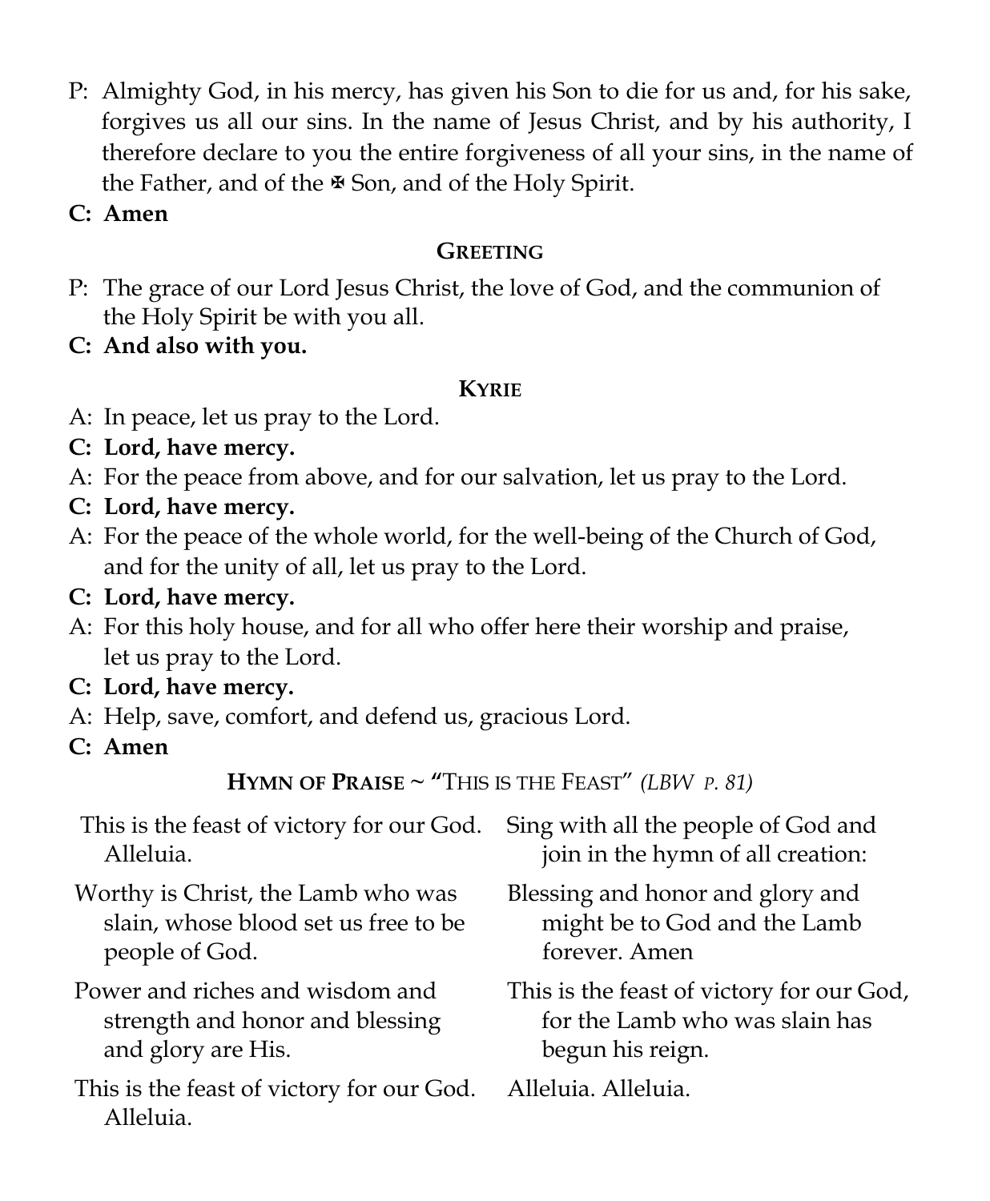P: Almighty God, in his mercy, has given his Son to die for us and, for his sake, forgives us all our sins. In the name of Jesus Christ, and by his authority, I therefore declare to you the entire forgiveness of all your sins, in the name of the Father, and of the ✠ Son, and of the Holy Spirit.

**C: Amen**

### GREETING

P: The grace of our Lord Jesus Christ, the love of God, and the communion of the Holy Spirit be with you all.

**C: And also with you.**

### KYRIE

A: In peace, let us pray to the Lord.

**C: Lord, have mercy.**

A: For the peace from above, and for our salvation, let us pray to the Lord.

**C: Lord, have mercy.**

A: For the peace of the whole world, for the well-being of the Church of God, and for the unity of all, let us pray to the Lord.

**C: Lord, have mercy.**

A: For this holy house, and for all who offer here their worship and praise, let us pray to the Lord.

**C: Lord, have mercy.**

A: Help, save, comfort, and defend us, gracious Lord.

**C: Amen**

### HYMN OF PRAISE ~ "THIS IS THE FEAST" *(LBW p. 81)*

This is the feast of victory for our God. Alleluia.

Worthy is Christ, the Lamb who was slain, whose blood set us free to be people of God.

Power and riches and wisdom and strength and honor and blessing and glory are His.

This is the feast of victory for our God. Alleluia.

Sing with all the people of God and join in the hymn of all creation:

Blessing and honor and glory and might be to God and the Lamb forever. Amen

This is the feast of victory for our God, for the Lamb who was slain has begun his reign.

Alleluia. Alleluia.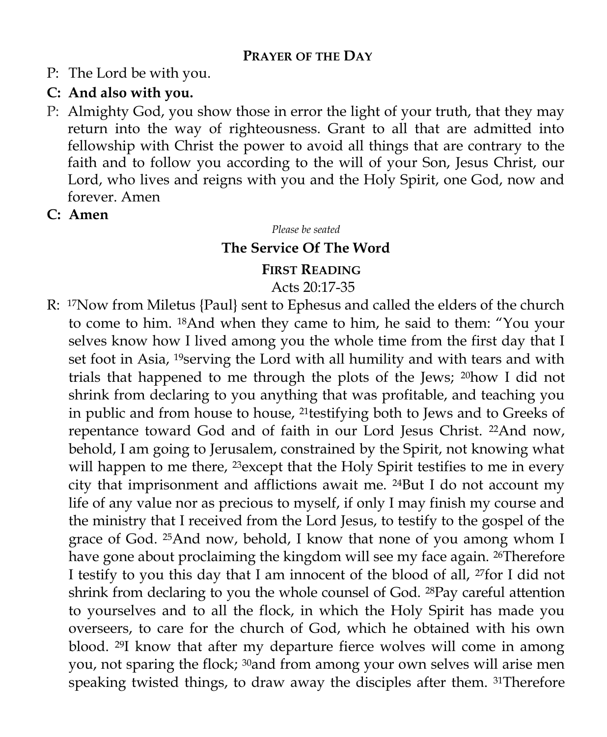## Prayer of the Day

P: The Lord be with you.

**C: And also with you.**

P: Almighty God, you show those in error the light of your truth, that they may return into the way of righteousness. Grant to all that are admitted into fellowship with Christ the power to avoid all things that are contrary to the faith and to follow you according to the will of your Son, Jesus Christ, our Lord, who lives and reigns with you and the Holy Spirit, one God, now and forever. Amen

**C: Amen**

*Please be seated*

## The Service Of The Word

### First Reading

Acts 20:17-35

R: [17]Now from Miletus {Paul} sent to Ephesus and called the elders of the church to come to him. [18]And when they came to him, he said to them: "You your selves know how I lived among you the whole time from the first day that I set foot in Asia, [19]serving the Lord with all humility and with tears and with trials that happened to me through the plots of the Jews; [20]how I did not shrink from declaring to you anything that was profitable, and teaching you in public and from house to house, [21]testifying both to Jews and to Greeks of repentance toward God and of faith in our Lord Jesus Christ. [22]And now, behold, I am going to Jerusalem, constrained by the Spirit, not knowing what will happen to me there, [23]except that the Holy Spirit testifies to me in every city that imprisonment and afflictions await me. [24]But I do not account my life of any value nor as precious to myself, if only I may finish my course and the ministry that I received from the Lord Jesus, to testify to the gospel of the grace of God. [25]And now, behold, I know that none of you among whom I have gone about proclaiming the kingdom will see my face again. [26]Therefore I testify to you this day that I am innocent of the blood of all, [27]for I did not shrink from declaring to you the whole counsel of God. [28]Pay careful attention to yourselves and to all the flock, in which the Holy Spirit has made you overseers, to care for the church of God, which he obtained with his own blood. [29]I know that after my departure fierce wolves will come in among you, not sparing the flock; [30]and from among your own selves will arise men speaking twisted things, to draw away the disciples after them. [31]Therefore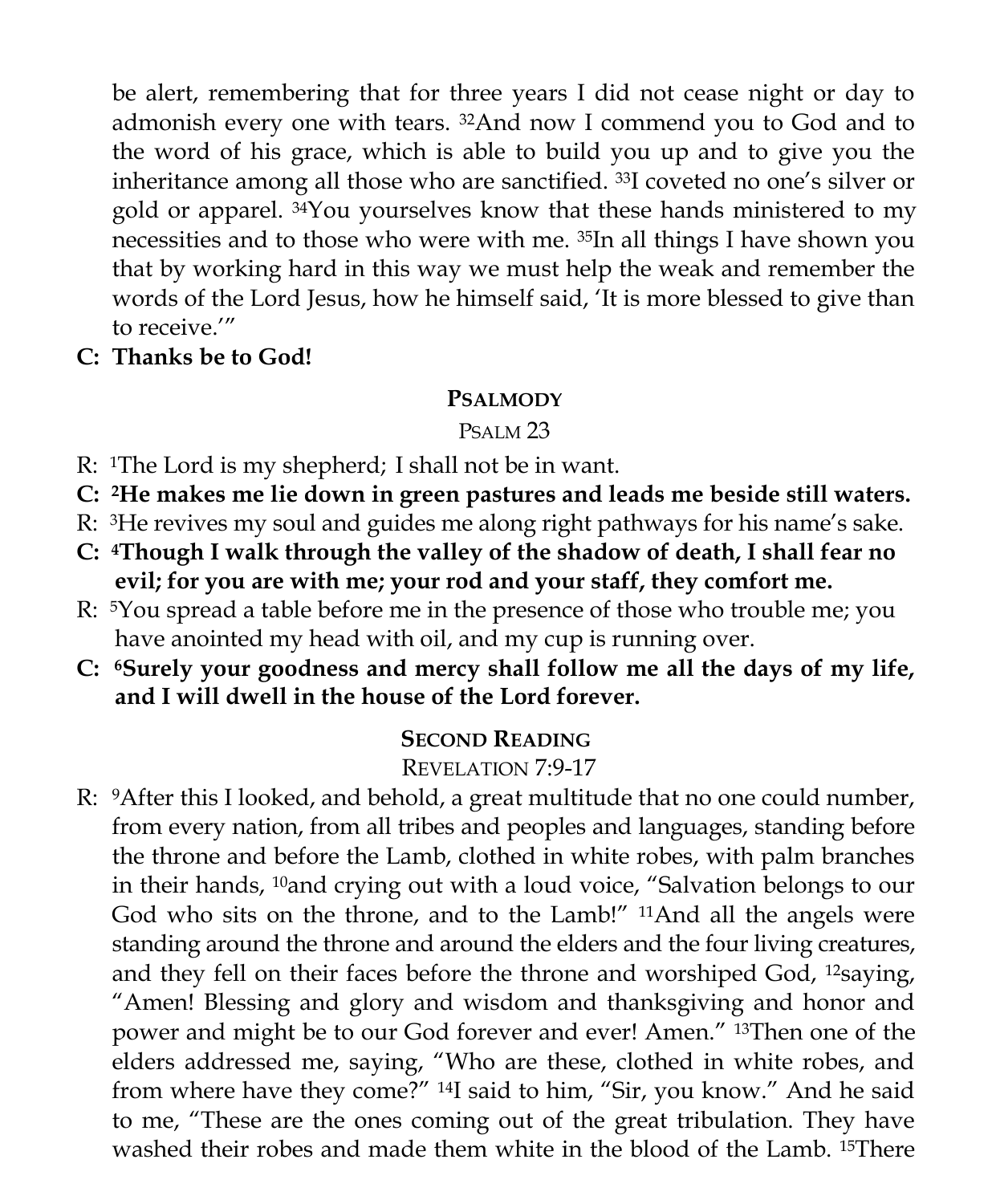be alert, remembering that for three years I did not cease night or day to admonish every one with tears. [32]And now I commend you to God and to the word of his grace, which is able to build you up and to give you the inheritance among all those who are sanctified. [33]I coveted no one's silver or gold or apparel. [34]You yourselves know that these hands ministered to my necessities and to those who were with me. [35]In all things I have shown you that by working hard in this way we must help the weak and remember the words of the Lord Jesus, how he himself said, 'It is more blessed to give than to receive.'"

**C: Thanks be to God!**

## PSALMODY

PSALM 23

R: [1]The Lord is my shepherd; I shall not be in want.

**C: [2]He makes me lie down in green pastures and leads me beside still waters.**

R: [3]He revives my soul and guides me along right pathways for his name's sake.

**C: [4]Though I walk through the valley of the shadow of death, I shall fear no evil; for you are with me; your rod and your staff, they comfort me.**

R: [5]You spread a table before me in the presence of those who trouble me; you have anointed my head with oil, and my cup is running over.

**C: [6]Surely your goodness and mercy shall follow me all the days of my life, and I will dwell in the house of the Lord forever.**

## SECOND READING

REVELATION 7:9-17

R: [9]After this I looked, and behold, a great multitude that no one could number, from every nation, from all tribes and peoples and languages, standing before the throne and before the Lamb, clothed in white robes, with palm branches in their hands, [10]and crying out with a loud voice, "Salvation belongs to our God who sits on the throne, and to the Lamb!" [11]And all the angels were standing around the throne and around the elders and the four living creatures, and they fell on their faces before the throne and worshiped God, [12]saying, "Amen! Blessing and glory and wisdom and thanksgiving and honor and power and might be to our God forever and ever! Amen." [13]Then one of the elders addressed me, saying, "Who are these, clothed in white robes, and from where have they come?" [14]I said to him, "Sir, you know." And he said to me, "These are the ones coming out of the great tribulation. They have washed their robes and made them white in the blood of the Lamb. [15]There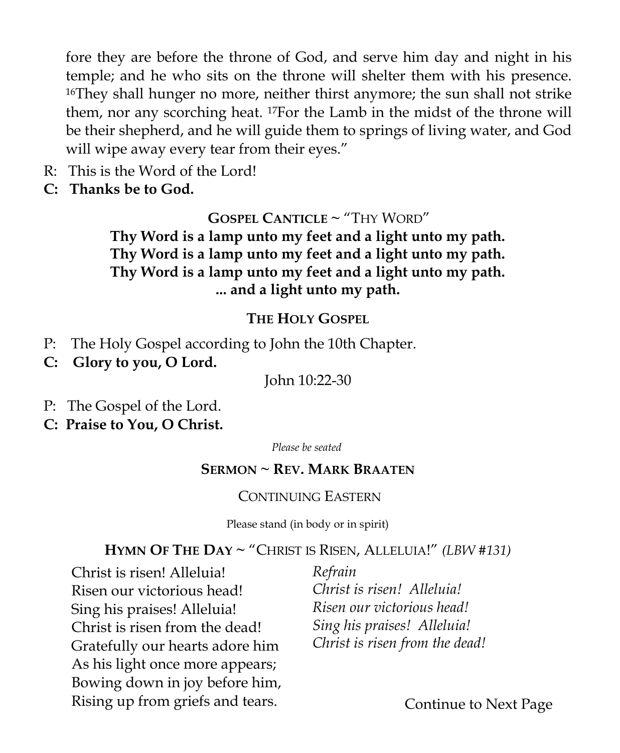fore they are before the throne of God, and serve him day and night in his temple; and he who sits on the throne will shelter them with his presence. [16]They shall hunger no more, neither thirst anymore; the sun shall not strike them, nor any scorching heat. [17]For the Lamb in the midst of the throne will be their shepherd, and he will guide them to springs of living water, and God will wipe away every tear from their eyes."

R: This is the Word of the Lord!
**C: Thanks be to God.**

### GOSPEL CANTICLE ~ "THY WORD"

**Thy Word is a lamp unto my feet and a light unto my path.**
**Thy Word is a lamp unto my feet and a light unto my path.**
**Thy Word is a lamp unto my feet and a light unto my path.**
**... and a light unto my path.**

### THE HOLY GOSPEL

P: The Holy Gospel according to John the 10th Chapter.
**C: Glory to you, O Lord.**

John 10:22-30

P: The Gospel of the Lord.
**C: Praise to You, O Christ.**

*Please be seated*

### SERMON ~ REV. MARK BRAATEN

CONTINUING EASTERN

Please stand (in body or in spirit)

### HYMN OF THE DAY ~ "CHRIST IS RISEN, ALLELUIA!" *(LBW #131)*

Christ is risen! Alleluia!
Risen our victorious head!
Sing his praises! Alleluia!
Christ is risen from the dead!
Gratefully our hearts adore him
As his light once more appears;
Bowing down in joy before him,
Rising up from griefs and tears.

*Refrain*
*Christ is risen! Alleluia!*
*Risen our victorious head!*
*Sing his praises! Alleluia!*
*Christ is risen from the dead!*

Continue to Next Page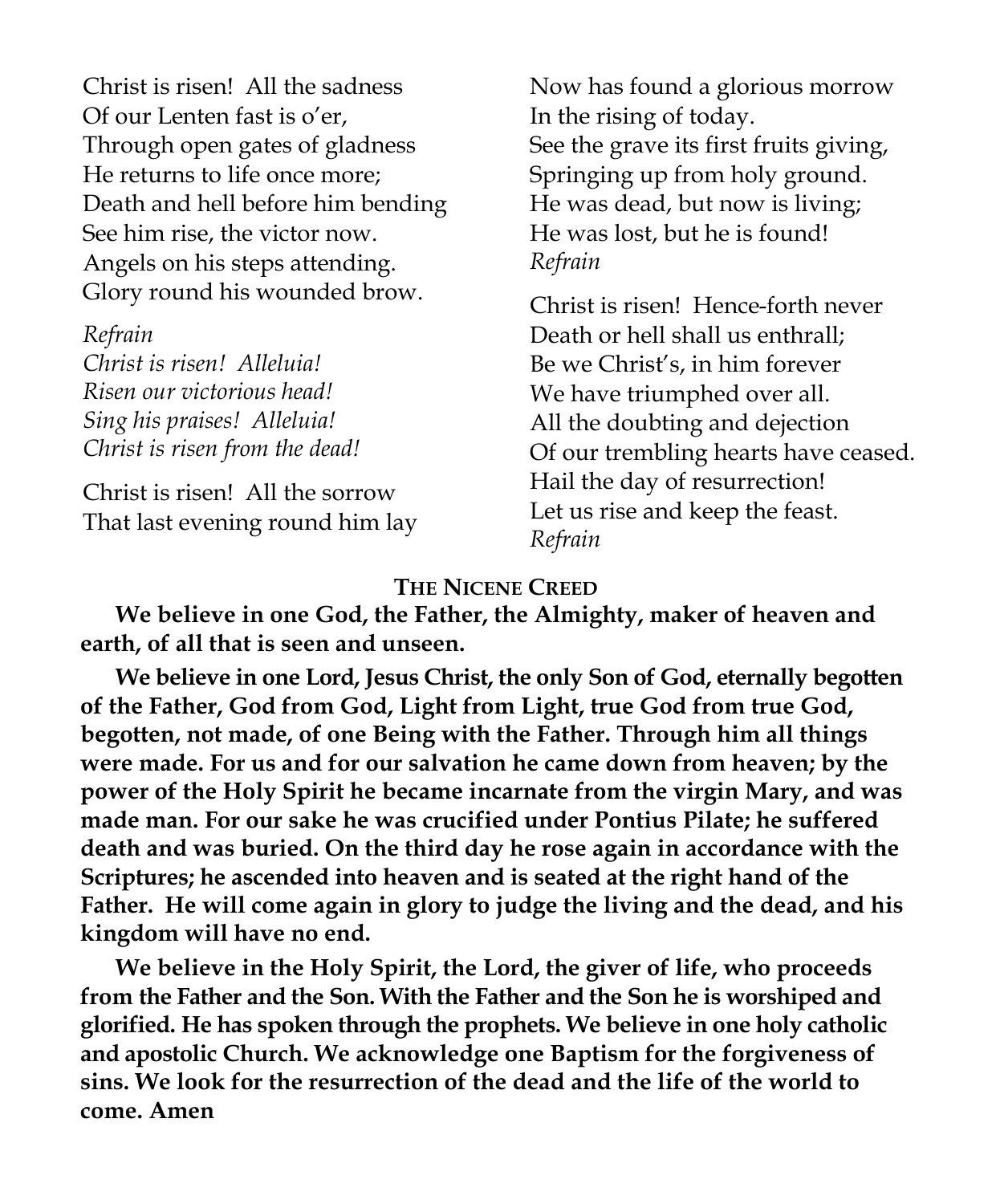Christ is risen! All the sadness
Of our Lenten fast is o'er,
Through open gates of gladness
He returns to life once more;
Death and hell before him bending
See him rise, the victor now.
Angels on his steps attending.
Glory round his wounded brow.

*Refrain*
*Christ is risen! Alleluia!*
*Risen our victorious head!*
*Sing his praises! Alleluia!*
*Christ is risen from the dead!*

Christ is risen! All the sorrow
That last evening round him lay
Now has found a glorious morrow
In the rising of today.
See the grave its first fruits giving,
Springing up from holy ground.
He was dead, but now is living;
He was lost, but he is found!
*Refrain*

Christ is risen! Hence-forth never
Death or hell shall us enthrall;
Be we Christ's, in him forever
We have triumphed over all.
All the doubting and dejection
Of our trembling hearts have ceased.
Hail the day of resurrection!
Let us rise and keep the feast.
*Refrain*

## THE NICENE CREED

**We believe in one God, the Father, the Almighty, maker of heaven and earth, of all that is seen and unseen.**

**We believe in one Lord, Jesus Christ, the only Son of God, eternally begotten of the Father, God from God, Light from Light, true God from true God, begotten, not made, of one Being with the Father. Through him all things were made. For us and for our salvation he came down from heaven; by the power of the Holy Spirit he became incarnate from the virgin Mary, and was made man. For our sake he was crucified under Pontius Pilate; he suffered death and was buried. On the third day he rose again in accordance with the Scriptures; he ascended into heaven and is seated at the right hand of the Father. He will come again in glory to judge the living and the dead, and his kingdom will have no end.**

**We believe in the Holy Spirit, the Lord, the giver of life, who proceeds from the Father and the Son. With the Father and the Son he is worshiped and glorified. He has spoken through the prophets. We believe in one holy catholic and apostolic Church. We acknowledge one Baptism for the forgiveness of sins. We look for the resurrection of the dead and the life of the world to come. Amen**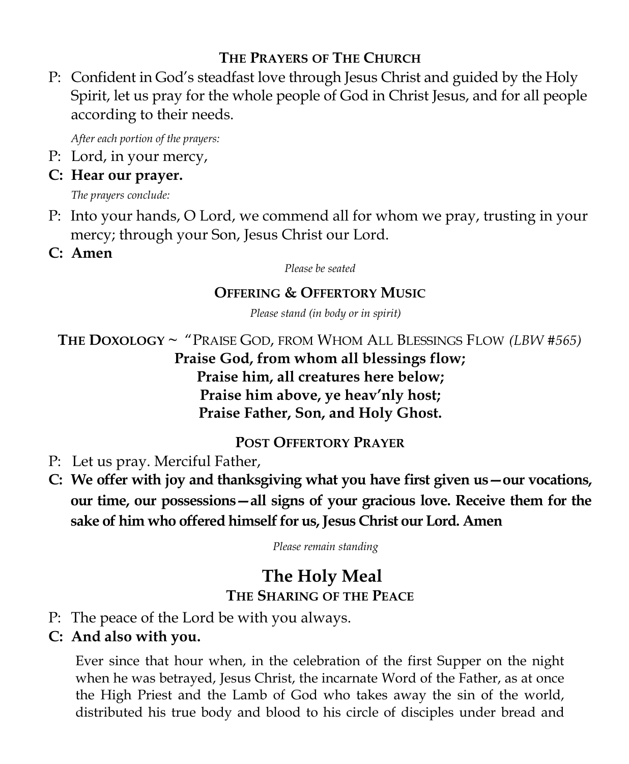### The Prayers of The Church

P: Confident in God's steadfast love through Jesus Christ and guided by the Holy Spirit, let us pray for the whole people of God in Christ Jesus, and for all people according to their needs.

*After each portion of the prayers:*

P: Lord, in your mercy,

**C: Hear our prayer.**

*The prayers conclude:*

P: Into your hands, O Lord, we commend all for whom we pray, trusting in your mercy; through your Son, Jesus Christ our Lord.

**C: Amen**

*Please be seated*

### Offering & Offertory Music

*Please stand (in body or in spirit)*

**The Doxology** ~ "Praise God, from Whom All Blessings Flow *(LBW #565)*

**Praise God, from whom all blessings flow;**
**Praise him, all creatures here below;**
**Praise him above, ye heav'nly host;**
**Praise Father, Son, and Holy Ghost.**

### Post Offertory Prayer

P: Let us pray. Merciful Father,

**C: We offer with joy and thanksgiving what you have first given us—our vocations, our time, our possessions—all signs of your gracious love. Receive them for the sake of him who offered himself for us, Jesus Christ our Lord. Amen**

*Please remain standing*

## The Holy Meal

### The Sharing of the Peace

P: The peace of the Lord be with you always.

**C: And also with you.**

Ever since that hour when, in the celebration of the first Supper on the night when he was betrayed, Jesus Christ, the incarnate Word of the Father, as at once the High Priest and the Lamb of God who takes away the sin of the world, distributed his true body and blood to his circle of disciples under bread and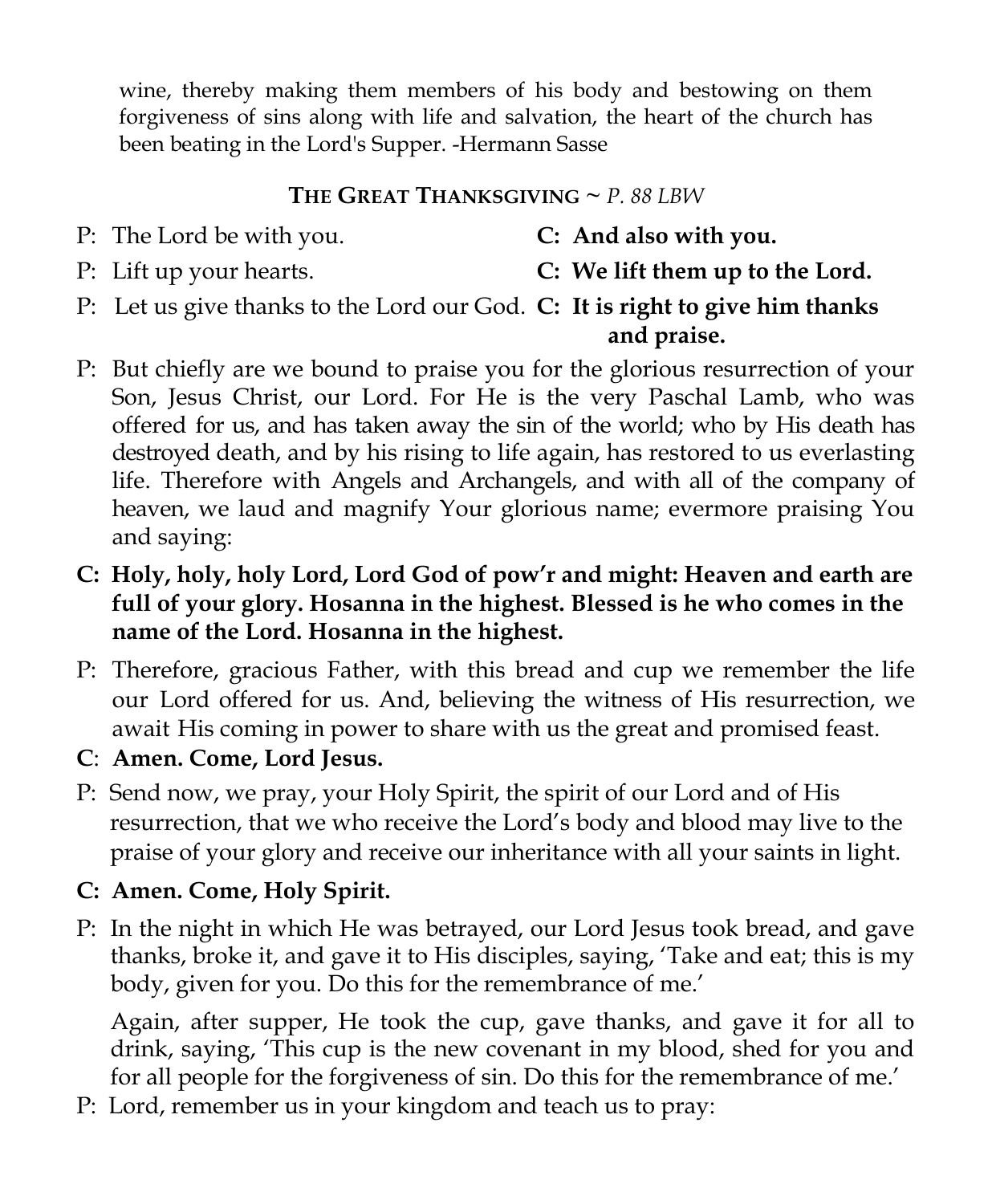wine, thereby making them members of his body and bestowing on them forgiveness of sins along with life and salvation, the heart of the church has been beating in the Lord's Supper. -Hermann Sasse

**THE GREAT THANKSGIVING** ~ *P. 88 LBW*

P: The Lord be with you. **C: And also with you.**

P: Lift up your hearts. **C: We lift them up to the Lord.**

P: Let us give thanks to the Lord our God. **C: It is right to give him thanks and praise.**

P: But chiefly are we bound to praise you for the glorious resurrection of your Son, Jesus Christ, our Lord. For He is the very Paschal Lamb, who was offered for us, and has taken away the sin of the world; who by His death has destroyed death, and by his rising to life again, has restored to us everlasting life. Therefore with Angels and Archangels, and with all of the company of heaven, we laud and magnify Your glorious name; evermore praising You and saying:

**C: Holy, holy, holy Lord, Lord God of pow'r and might: Heaven and earth are full of your glory. Hosanna in the highest. Blessed is he who comes in the name of the Lord. Hosanna in the highest.**

P: Therefore, gracious Father, with this bread and cup we remember the life our Lord offered for us. And, believing the witness of His resurrection, we await His coming in power to share with us the great and promised feast.

**C: Amen. Come, Lord Jesus.**

P: Send now, we pray, your Holy Spirit, the spirit of our Lord and of His resurrection, that we who receive the Lord's body and blood may live to the praise of your glory and receive our inheritance with all your saints in light.

**C: Amen. Come, Holy Spirit.**

P: In the night in which He was betrayed, our Lord Jesus took bread, and gave thanks, broke it, and gave it to His disciples, saying, 'Take and eat; this is my body, given for you. Do this for the remembrance of me.'

Again, after supper, He took the cup, gave thanks, and gave it for all to drink, saying, 'This cup is the new covenant in my blood, shed for you and for all people for the forgiveness of sin. Do this for the remembrance of me.'

P: Lord, remember us in your kingdom and teach us to pray: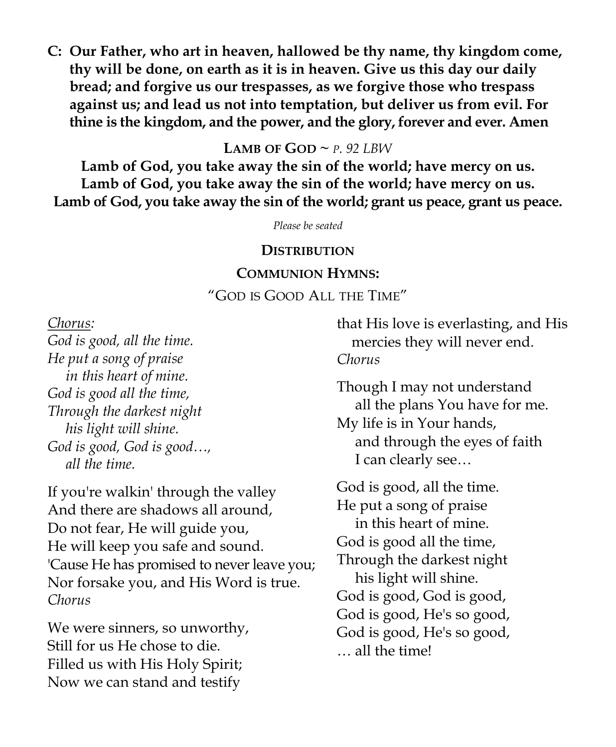**C: Our Father, who art in heaven, hallowed be thy name, thy kingdom come, thy will be done, on earth as it is in heaven. Give us this day our daily bread; and forgive us our trespasses, as we forgive those who trespass against us; and lead us not into temptation, but deliver us from evil. For thine is the kingdom, and the power, and the glory, forever and ever. Amen**

**LAMB OF GOD** ~ *P. 92 LBW*

**Lamb of God, you take away the sin of the world; have mercy on us.**
**Lamb of God, you take away the sin of the world; have mercy on us.**
**Lamb of God, you take away the sin of the world; grant us peace, grant us peace.**

*Please be seated*

**DISTRIBUTION**

**COMMUNION HYMNS:**

"GOD IS GOOD ALL THE TIME"

*Chorus:*
*God is good, all the time.*
*He put a song of praise*
*in this heart of mine.*
*God is good all the time,*
*Through the darkest night*
*his light will shine.*
*God is good, God is good…,*
*all the time.*

If you're walkin' through the valley
And there are shadows all around,
Do not fear, He will guide you,
He will keep you safe and sound.
'Cause He has promised to never leave you;
Nor forsake you, and His Word is true.
*Chorus*

We were sinners, so unworthy,
Still for us He chose to die.
Filled us with His Holy Spirit;
Now we can stand and testify
that His love is everlasting, and His
mercies they will never end.
*Chorus*

Though I may not understand
all the plans You have for me.
My life is in Your hands,
and through the eyes of faith
I can clearly see…

God is good, all the time.
He put a song of praise
in this heart of mine.
God is good all the time,
Through the darkest night
his light will shine.
God is good, God is good,
God is good, He's so good,
God is good, He's so good,
… all the time!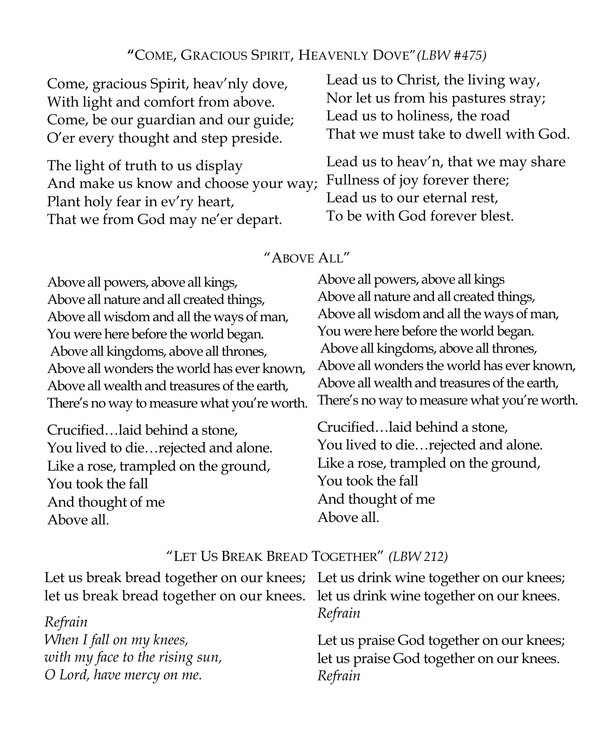## "COME, GRACIOUS SPIRIT, HEAVENLY DOVE" *(LBW #475)*

Come, gracious Spirit, heav'nly dove,
With light and comfort from above.
Come, be our guardian and our guide;
O'er every thought and step preside.

The light of truth to us display
And make us know and choose your way;
Plant holy fear in ev'ry heart,
That we from God may ne'er depart.

Lead us to Christ, the living way,
Nor let us from his pastures stray;
Lead us to holiness, the road
That we must take to dwell with God.

Lead us to heav'n, that we may share
Fullness of joy forever there;
Lead us to our eternal rest,
To be with God forever blest.

## "ABOVE ALL"

Above all powers, above all kings,
Above all nature and all created things,
Above all wisdom and all the ways of man,
You were here before the world began.
Above all kingdoms, above all thrones,
Above all wonders the world has ever known,
Above all wealth and treasures of the earth,
There's no way to measure what you're worth.

Crucified…laid behind a stone,
You lived to die…rejected and alone.
Like a rose, trampled on the ground,
You took the fall
And thought of me
Above all.

Above all powers, above all kings
Above all nature and all created things,
Above all wisdom and all the ways of man,
You were here before the world began.
Above all kingdoms, above all thrones,
Above all wonders the world has ever known,
Above all wealth and treasures of the earth,
There's no way to measure what you're worth.

Crucified…laid behind a stone,
You lived to die…rejected and alone.
Like a rose, trampled on the ground,
You took the fall
And thought of me
Above all.

## "LET US BREAK BREAD TOGETHER" *(LBW 212)*

Let us break bread together on our knees;
let us break bread together on our knees.

*Refrain*
*When I fall on my knees,*
*with my face to the rising sun,*
*O Lord, have mercy on me.*

Let us drink wine together on our knees;
let us drink wine together on our knees.
*Refrain*

Let us praise God together on our knees;
let us praise God together on our knees.
*Refrain*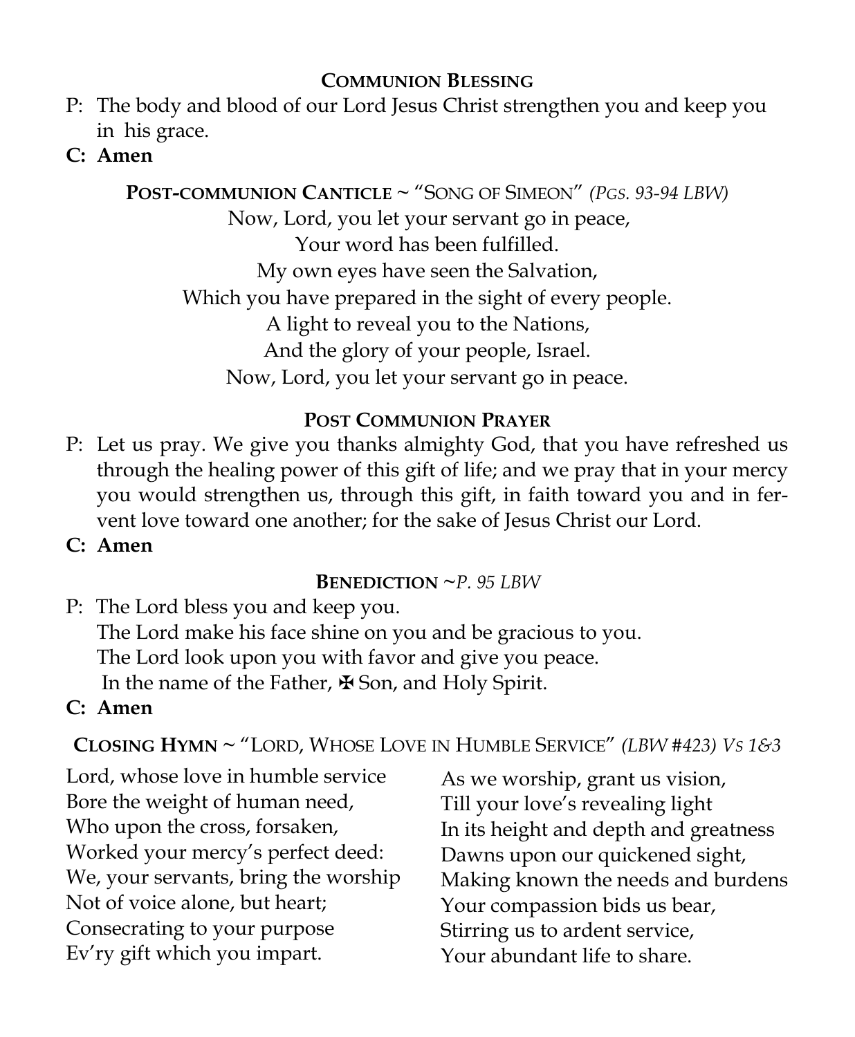### Communion Blessing

P: The body and blood of our Lord Jesus Christ strengthen you and keep you in his grace.

**C: Amen**

### Post-communion Canticle ~ "Song of Simeon" *(Pgs. 93-94 LBW)*

Now, Lord, you let your servant go in peace,
Your word has been fulfilled.
My own eyes have seen the Salvation,
Which you have prepared in the sight of every people.
A light to reveal you to the Nations,
And the glory of your people, Israel.
Now, Lord, you let your servant go in peace.

### Post Communion Prayer

P: Let us pray. We give you thanks almighty God, that you have refreshed us through the healing power of this gift of life; and we pray that in your mercy you would strengthen us, through this gift, in faith toward you and in fervent love toward one another; for the sake of Jesus Christ our Lord.

**C: Amen**

### Benediction ~*P. 95 LBW*

P: The Lord bless you and keep you.
The Lord make his face shine on you and be gracious to you.
The Lord look upon you with favor and give you peace.
In the name of the Father, ✠ Son, and Holy Spirit.

**C: Amen**

### Closing Hymn ~ "Lord, Whose Love in Humble Service" *(LBW #423) Vs 1&3*

Lord, whose love in humble service
Bore the weight of human need,
Who upon the cross, forsaken,
Worked your mercy's perfect deed:
We, your servants, bring the worship
Not of voice alone, but heart;
Consecrating to your purpose
Ev'ry gift which you impart.

As we worship, grant us vision,
Till your love's revealing light
In its height and depth and greatness
Dawns upon our quickened sight,
Making known the needs and burdens
Your compassion bids us bear,
Stirring us to ardent service,
Your abundant life to share.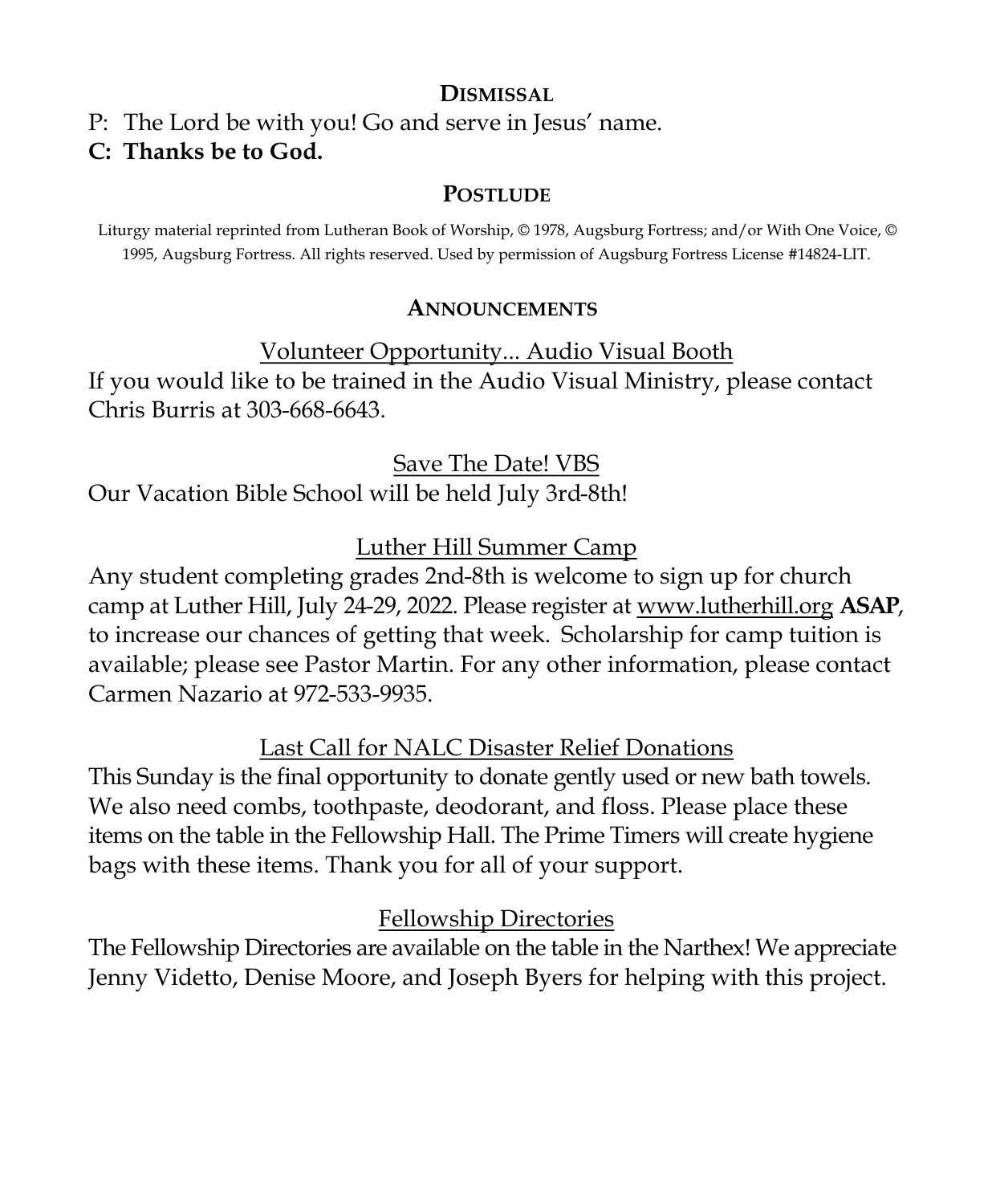## DISMISSAL

P: The Lord be with you! Go and serve in Jesus' name.

**C: Thanks be to God.**

## POSTLUDE

Liturgy material reprinted from Lutheran Book of Worship, © 1978, Augsburg Fortress; and/or With One Voice, © 1995, Augsburg Fortress. All rights reserved. Used by permission of Augsburg Fortress License #14824-LIT.

## ANNOUNCEMENTS

### Volunteer Opportunity... Audio Visual Booth

If you would like to be trained in the Audio Visual Ministry, please contact Chris Burris at 303-668-6643.

### Save The Date! VBS

Our Vacation Bible School will be held July 3rd-8th!

### Luther Hill Summer Camp

Any student completing grades 2nd-8th is welcome to sign up for church camp at Luther Hill, July 24-29, 2022. Please register at www.lutherhill.org **ASAP**, to increase our chances of getting that week. Scholarship for camp tuition is available; please see Pastor Martin. For any other information, please contact Carmen Nazario at 972-533-9935.

### Last Call for NALC Disaster Relief Donations

This Sunday is the final opportunity to donate gently used or new bath towels. We also need combs, toothpaste, deodorant, and floss. Please place these items on the table in the Fellowship Hall. The Prime Timers will create hygiene bags with these items. Thank you for all of your support.

### Fellowship Directories

The Fellowship Directories are available on the table in the Narthex! We appreciate Jenny Videtto, Denise Moore, and Joseph Byers for helping with this project.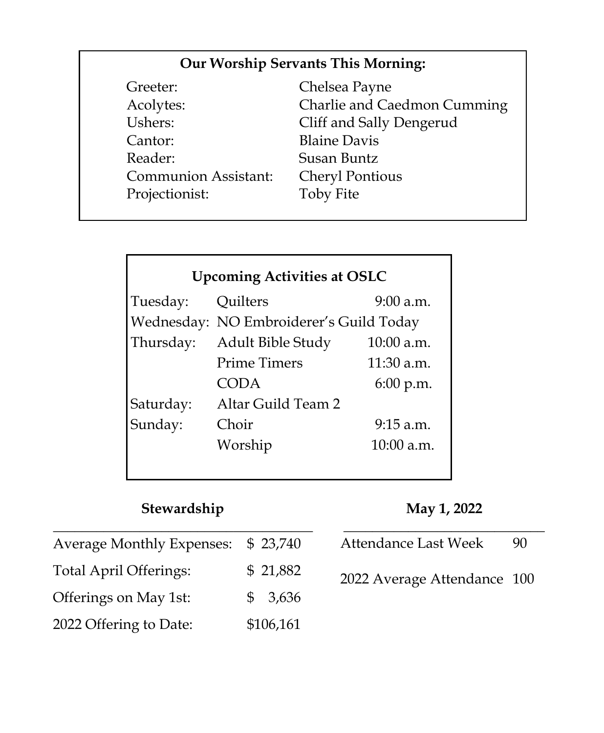## Our Worship Servants This Morning:

| | |
|---|---|
| Greeter: | Chelsea Payne |
| Acolytes: | Charlie and Caedmon Cumming |
| Ushers: | Cliff and Sally Dengerud |
| Cantor: | Blaine Davis |
| Reader: | Susan Buntz |
| Communion Assistant: | Cheryl Pontious |
| Projectionist: | Toby Fite |

## Upcoming Activities at OSLC

| | | |
|---|---|---|
| Tuesday: | Quilters | 9:00 a.m. |
| Wednesday: | NO Embroiderer's Guild Today | |
| Thursday: | Adult Bible Study | 10:00 a.m. |
| | Prime Timers | 11:30 a.m. |
| | CODA | 6:00 p.m. |
| Saturday: | Altar Guild Team 2 | |
| Sunday: | Choir | 9:15 a.m. |
| | Worship | 10:00 a.m. |

**Stewardship**

| | |
|---|---|
| Average Monthly Expenses: | $ 23,740 |
| Total April Offerings: | $ 21,882 |
| Offerings on May 1st: | $ 3,636 |
| 2022 Offering to Date: | $106,161 |

**May 1, 2022**

| | |
|---|---|
| Attendance Last Week | 90 |
| 2022 Average Attendance | 100 |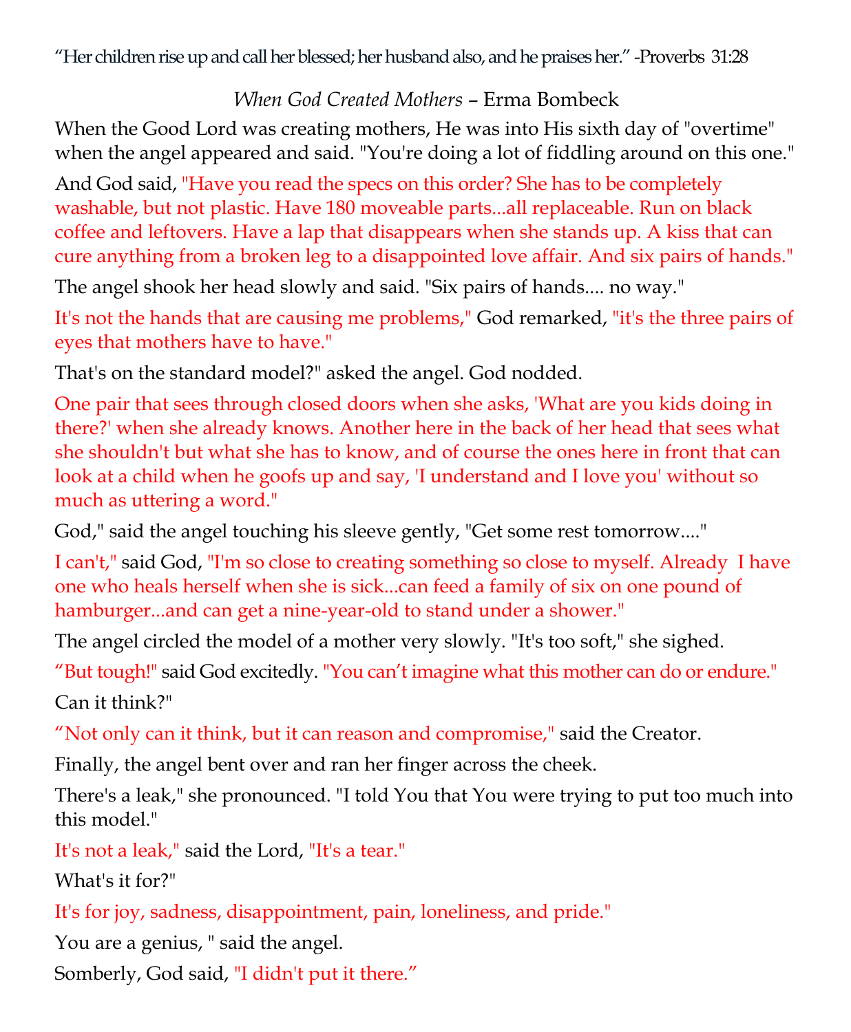"Her children rise up and call her blessed; her husband also, and he praises her." -Proverbs 31:28

*When God Created Mothers* – Erma Bombeck

When the Good Lord was creating mothers, He was into His sixth day of "overtime" when the angel appeared and said. "You're doing a lot of fiddling around on this one."

And God said, "Have you read the specs on this order? She has to be completely washable, but not plastic. Have 180 moveable parts...all replaceable. Run on black coffee and leftovers. Have a lap that disappears when she stands up. A kiss that can cure anything from a broken leg to a disappointed love affair. And six pairs of hands."

The angel shook her head slowly and said. "Six pairs of hands.... no way."

It's not the hands that are causing me problems," God remarked, "it's the three pairs of eyes that mothers have to have."

That's on the standard model?" asked the angel. God nodded.

One pair that sees through closed doors when she asks, 'What are you kids doing in there?' when she already knows. Another here in the back of her head that sees what she shouldn't but what she has to know, and of course the ones here in front that can look at a child when he goofs up and say, 'I understand and I love you' without so much as uttering a word."

God," said the angel touching his sleeve gently, "Get some rest tomorrow...."

I can't," said God, "I'm so close to creating something so close to myself. Already I have one who heals herself when she is sick...can feed a family of six on one pound of hamburger...and can get a nine-year-old to stand under a shower."

The angel circled the model of a mother very slowly. "It's too soft," she sighed.

"But tough!" said God excitedly. "You can't imagine what this mother can do or endure."

Can it think?"

"Not only can it think, but it can reason and compromise," said the Creator.

Finally, the angel bent over and ran her finger across the cheek.

There's a leak," she pronounced. "I told You that You were trying to put too much into this model."

It's not a leak," said the Lord, "It's a tear."

What's it for?"

It's for joy, sadness, disappointment, pain, loneliness, and pride."

You are a genius, " said the angel.

Somberly, God said, "I didn't put it there."